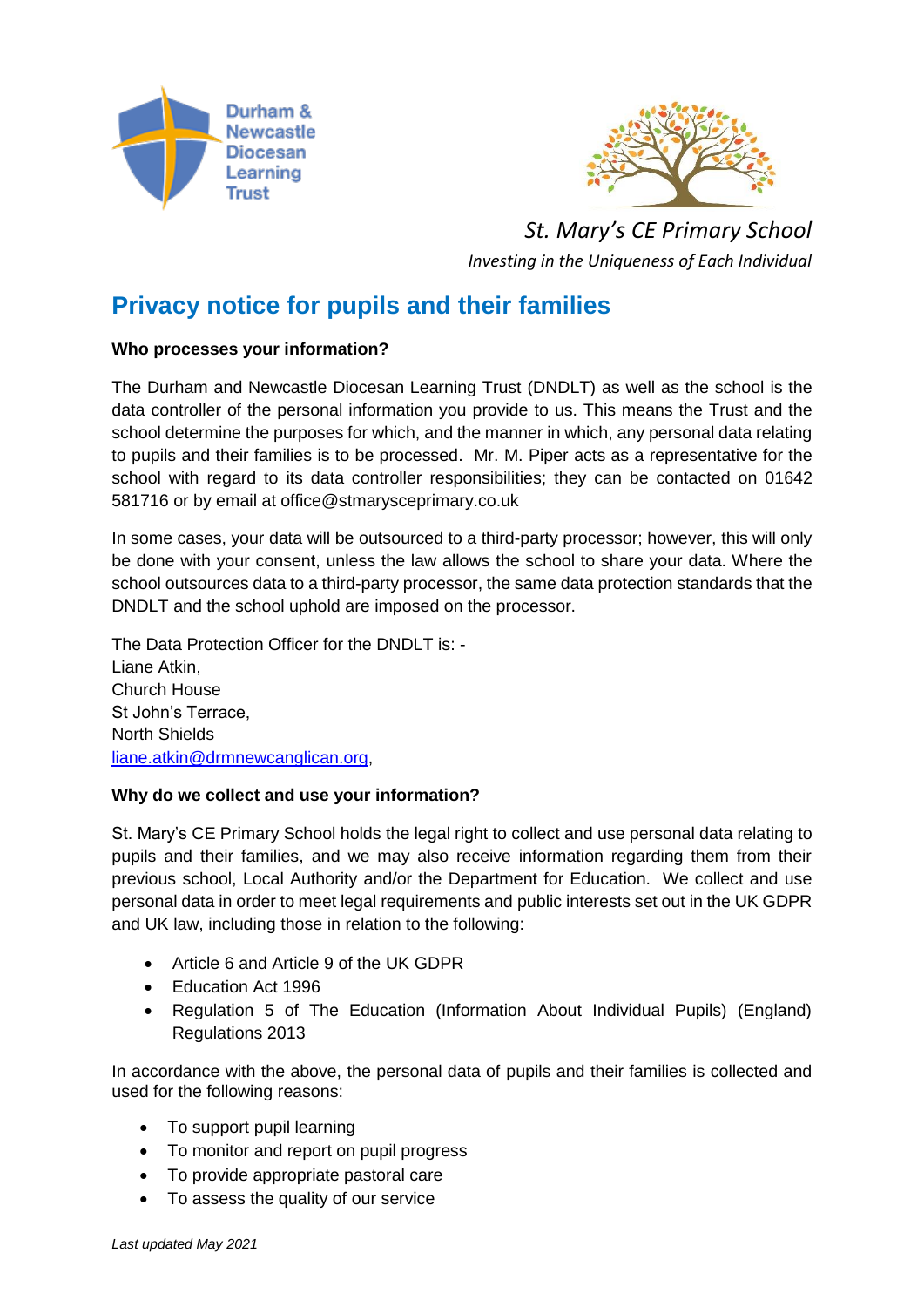Durham & Newcastle Diocesan Learning Trust

*St. Mary's CE Primary School*

*Investing in the Uniqueness of Each Individual*

# Privacy notice for pupils and their families

**Who processes your information?**

The Durham and Newcastle Diocesan Learning Trust (DNDLT) as well as the school is the data controller of the personal information you provide to us. This means the Trust and the school determine the purposes for which, and the manner in which, any personal data relating to pupils and their families is to be processed. Mr. M. Piper acts as a representative for the school with regard to its data controller responsibilities; they can be contacted on 01642 581716 or by email at office@stmarysceprimary.co.uk

In some cases, your data will be outsourced to a third-party processor; however, this will only be done with your consent, unless the law allows the school to share your data. Where the school outsources data to a third-party processor, the same data protection standards that the DNDLT and the school uphold are imposed on the processor.

The Data Protection Officer for the DNDLT is: -
Liane Atkin,
Church House
St John's Terrace,
North Shields
liane.atkin@drmnewcanglican.org,

**Why do we collect and use your information?**

St. Mary's CE Primary School holds the legal right to collect and use personal data relating to pupils and their families, and we may also receive information regarding them from their previous school, Local Authority and/or the Department for Education. We collect and use personal data in order to meet legal requirements and public interests set out in the UK GDPR and UK law, including those in relation to the following:

- Article 6 and Article 9 of the UK GDPR
- Education Act 1996
- Regulation 5 of The Education (Information About Individual Pupils) (England) Regulations 2013

In accordance with the above, the personal data of pupils and their families is collected and used for the following reasons:

- To support pupil learning
- To monitor and report on pupil progress
- To provide appropriate pastoral care
- To assess the quality of our service

*Last updated May 2021*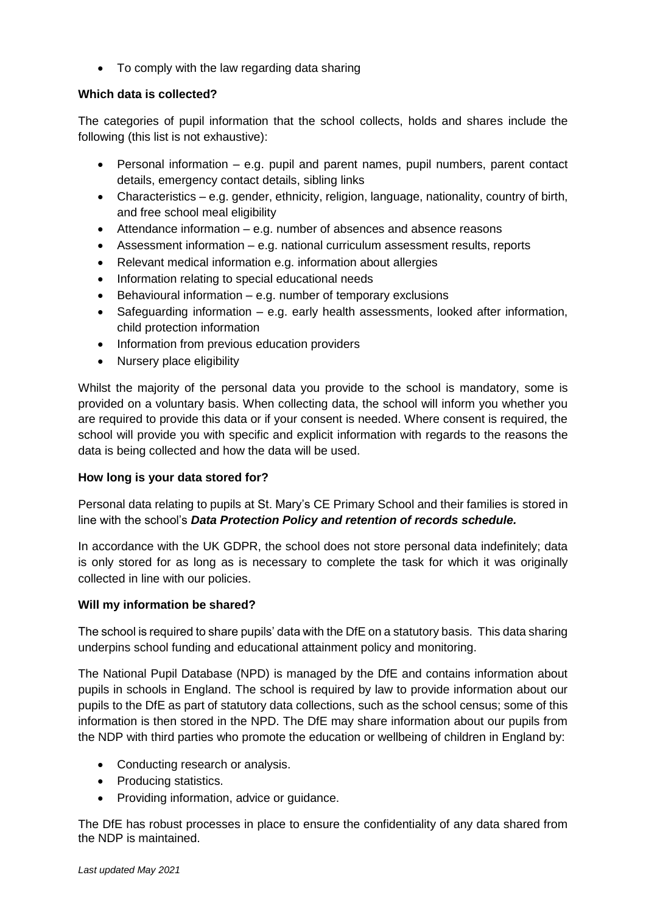- To comply with the law regarding data sharing

**Which data is collected?**

The categories of pupil information that the school collects, holds and shares include the following (this list is not exhaustive):

- Personal information – e.g. pupil and parent names, pupil numbers, parent contact details, emergency contact details, sibling links
- Characteristics – e.g. gender, ethnicity, religion, language, nationality, country of birth, and free school meal eligibility
- Attendance information – e.g. number of absences and absence reasons
- Assessment information – e.g. national curriculum assessment results, reports
- Relevant medical information e.g. information about allergies
- Information relating to special educational needs
- Behavioural information – e.g. number of temporary exclusions
- Safeguarding information – e.g. early health assessments, looked after information, child protection information
- Information from previous education providers
- Nursery place eligibility

Whilst the majority of the personal data you provide to the school is mandatory, some is provided on a voluntary basis. When collecting data, the school will inform you whether you are required to provide this data or if your consent is needed. Where consent is required, the school will provide you with specific and explicit information with regards to the reasons the data is being collected and how the data will be used.

**How long is your data stored for?**

Personal data relating to pupils at St. Mary's CE Primary School and their families is stored in line with the school's ***Data Protection Policy and retention of records schedule.***

In accordance with the UK GDPR, the school does not store personal data indefinitely; data is only stored for as long as is necessary to complete the task for which it was originally collected in line with our policies.

**Will my information be shared?**

The school is required to share pupils' data with the DfE on a statutory basis. This data sharing underpins school funding and educational attainment policy and monitoring.

The National Pupil Database (NPD) is managed by the DfE and contains information about pupils in schools in England. The school is required by law to provide information about our pupils to the DfE as part of statutory data collections, such as the school census; some of this information is then stored in the NPD. The DfE may share information about our pupils from the NDP with third parties who promote the education or wellbeing of children in England by:

- Conducting research or analysis.
- Producing statistics.
- Providing information, advice or guidance.

The DfE has robust processes in place to ensure the confidentiality of any data shared from the NDP is maintained.

*Last updated May 2021*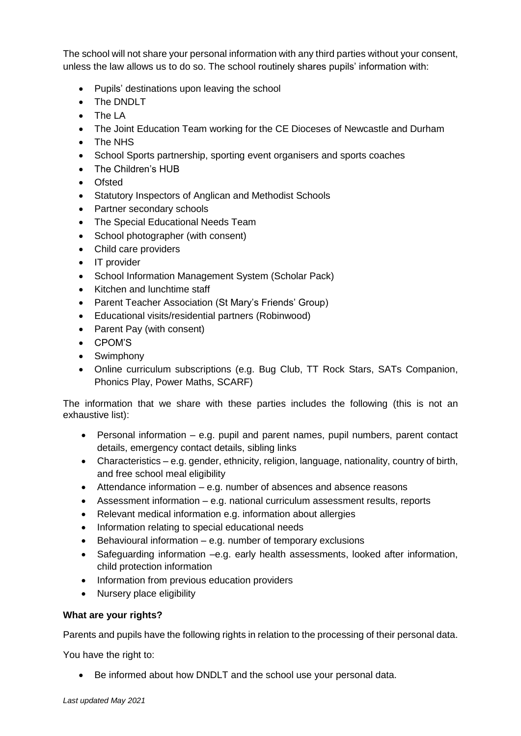The school will not share your personal information with any third parties without your consent, unless the law allows us to do so. The school routinely shares pupils' information with:

- Pupils' destinations upon leaving the school
- The DNDLT
- The LA
- The Joint Education Team working for the CE Dioceses of Newcastle and Durham
- The NHS
- School Sports partnership, sporting event organisers and sports coaches
- The Children's HUB
- Ofsted
- Statutory Inspectors of Anglican and Methodist Schools
- Partner secondary schools
- The Special Educational Needs Team
- School photographer (with consent)
- Child care providers
- IT provider
- School Information Management System (Scholar Pack)
- Kitchen and lunchtime staff
- Parent Teacher Association (St Mary's Friends' Group)
- Educational visits/residential partners (Robinwood)
- Parent Pay (with consent)
- CPOM'S
- Swimphony
- Online curriculum subscriptions (e.g. Bug Club, TT Rock Stars, SATs Companion, Phonics Play, Power Maths, SCARF)

The information that we share with these parties includes the following (this is not an exhaustive list):

- Personal information – e.g. pupil and parent names, pupil numbers, parent contact details, emergency contact details, sibling links
- Characteristics – e.g. gender, ethnicity, religion, language, nationality, country of birth, and free school meal eligibility
- Attendance information – e.g. number of absences and absence reasons
- Assessment information – e.g. national curriculum assessment results, reports
- Relevant medical information e.g. information about allergies
- Information relating to special educational needs
- Behavioural information – e.g. number of temporary exclusions
- Safeguarding information –e.g. early health assessments, looked after information, child protection information
- Information from previous education providers
- Nursery place eligibility

**What are your rights?**

Parents and pupils have the following rights in relation to the processing of their personal data.

You have the right to:

- Be informed about how DNDLT and the school use your personal data.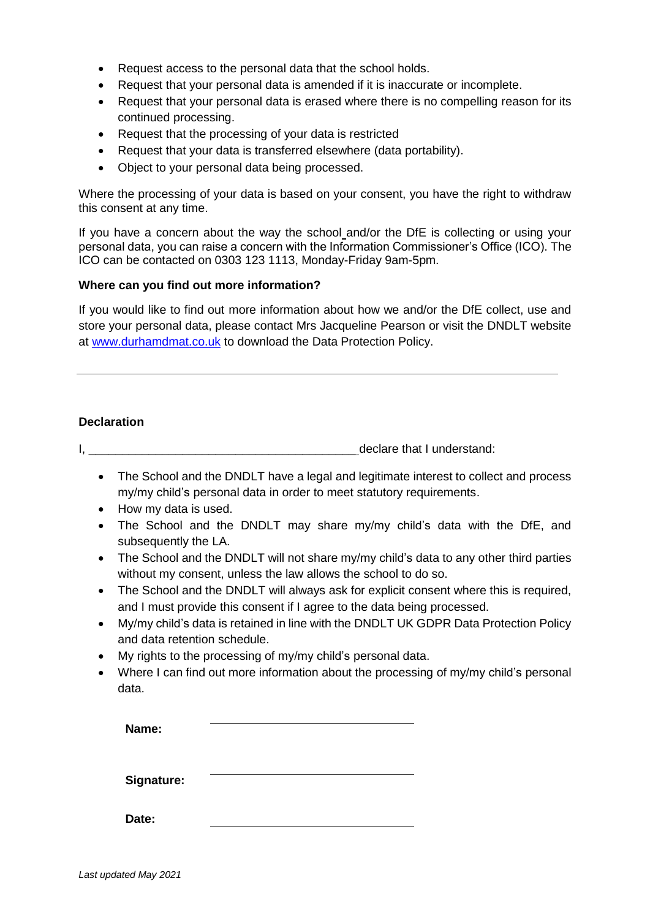- Request access to the personal data that the school holds.
- Request that your personal data is amended if it is inaccurate or incomplete.
- Request that your personal data is erased where there is no compelling reason for its continued processing.
- Request that the processing of your data is restricted
- Request that your data is transferred elsewhere (data portability).
- Object to your personal data being processed.

Where the processing of your data is based on your consent, you have the right to withdraw this consent at any time.

If you have a concern about the way the school and/or the DfE is collecting or using your personal data, you can raise a concern with the Information Commissioner's Office (ICO). The ICO can be contacted on 0303 123 1113, Monday-Friday 9am-5pm.

**Where can you find out more information?**

If you would like to find out more information about how we and/or the DfE collect, use and store your personal data, please contact Mrs Jacqueline Pearson or visit the DNDLT website at www.durhamdmat.co.uk to download the Data Protection Policy.

---

**Declaration**

I, ________________________________________declare that I understand:

- The School and the DNDLT have a legal and legitimate interest to collect and process my/my child's personal data in order to meet statutory requirements.
- How my data is used.
- The School and the DNDLT may share my/my child's data with the DfE, and subsequently the LA.
- The School and the DNDLT will not share my/my child's data to any other third parties without my consent, unless the law allows the school to do so.
- The School and the DNDLT will always ask for explicit consent where this is required, and I must provide this consent if I agree to the data being processed.
- My/my child's data is retained in line with the DNDLT UK GDPR Data Protection Policy and data retention schedule.
- My rights to the processing of my/my child's personal data.
- Where I can find out more information about the processing of my/my child's personal data.

**Name:** ______________________________

**Signature:** ______________________________

**Date:** ______________________________

*Last updated May 2021*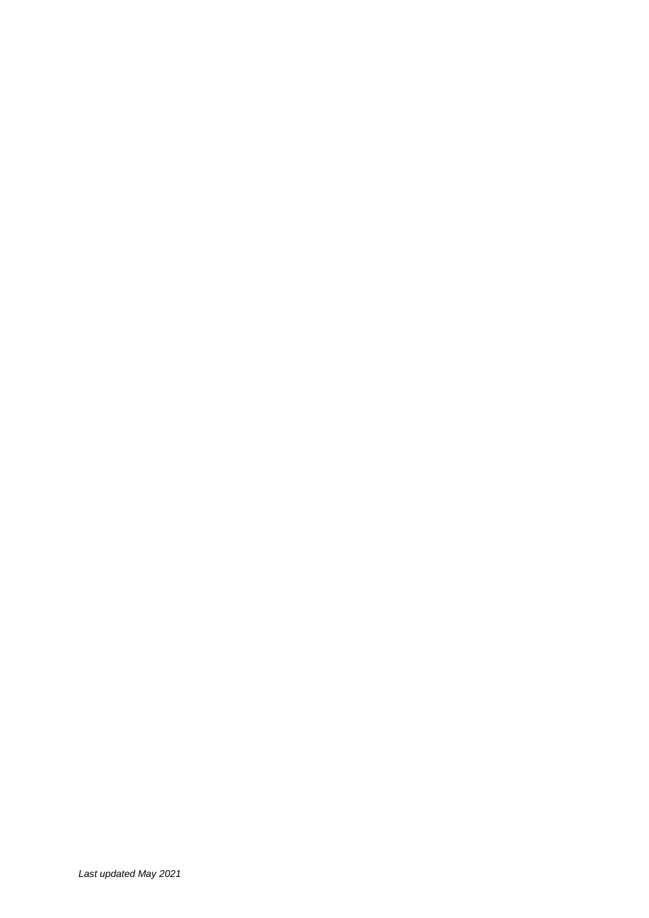*Last updated May 2021*